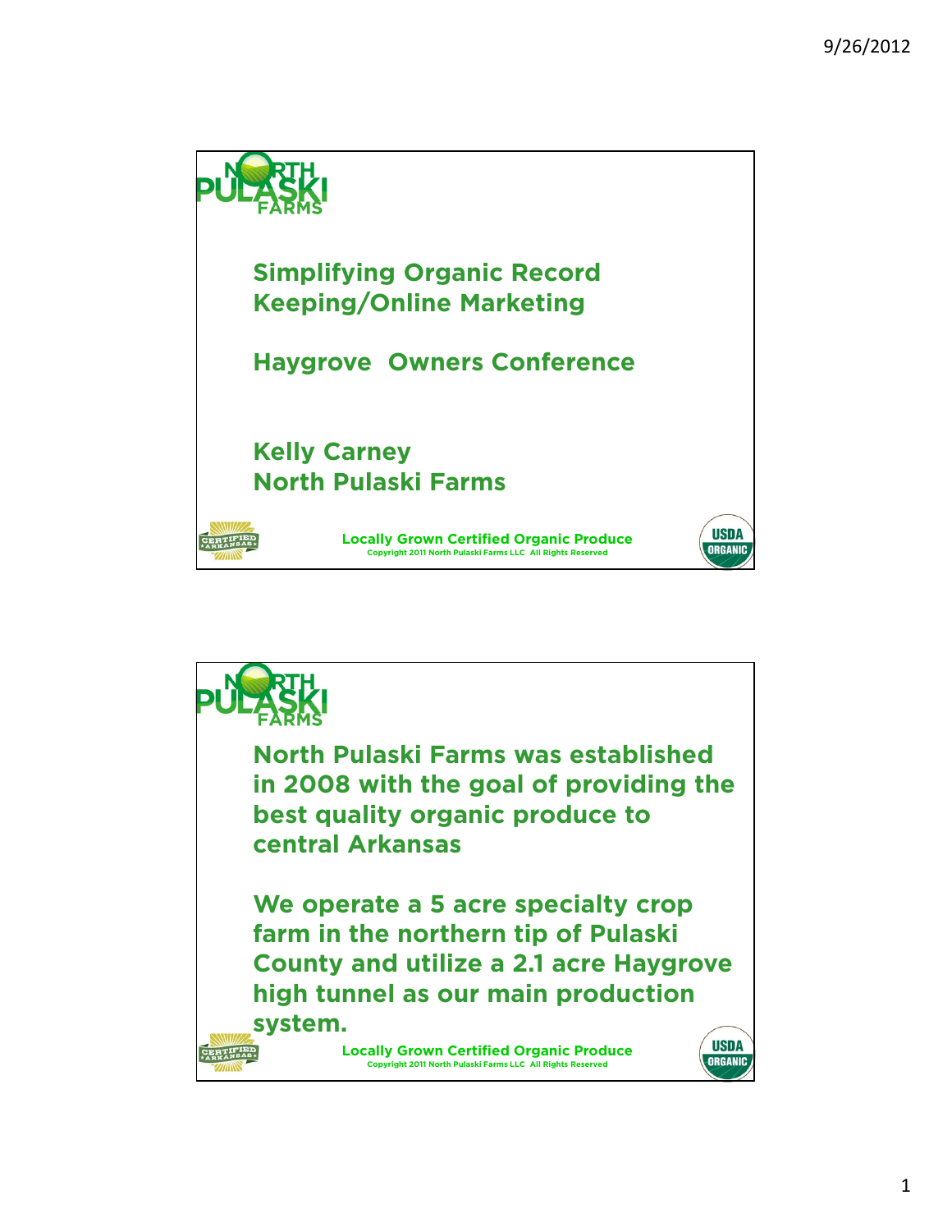# Simplifying Organic Record Keeping/Online Marketing

## Haygrove Owners Conference

**Kelly Carney**
**North Pulaski Farms**

Locally Grown Certified Organic Produce
Copyright 2011 North Pulaski Farms LLC All Rights Reserved

---

North Pulaski Farms was established in 2008 with the goal of providing the best quality organic produce to central Arkansas

We operate a 5 acre specialty crop farm in the northern tip of Pulaski County and utilize a 2.1 acre Haygrove high tunnel as our main production system.

Locally Grown Certified Organic Produce
Copyright 2011 North Pulaski Farms LLC All Rights Reserved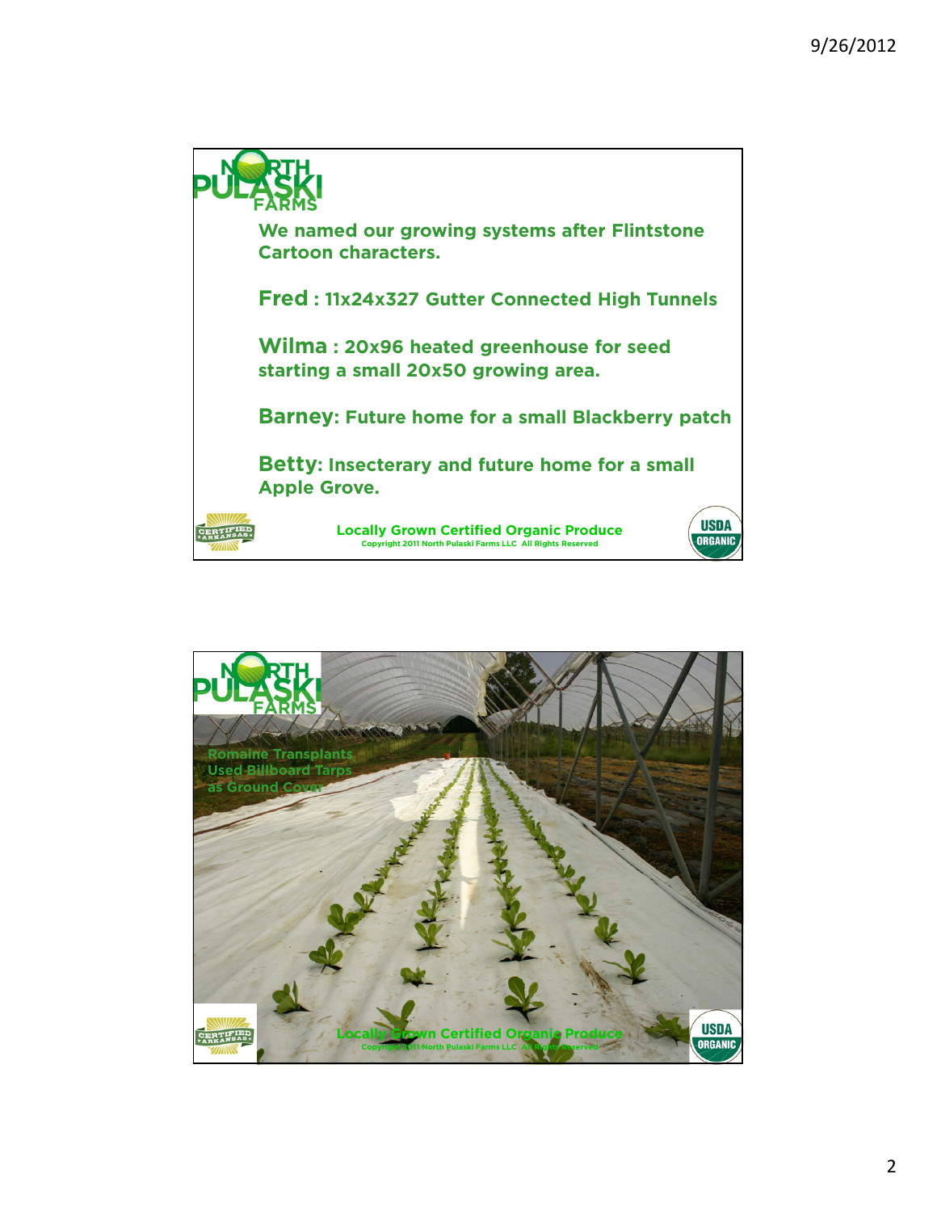We named our growing systems after Flintstone Cartoon characters.

**Fred** : 11x24x327 Gutter Connected High Tunnels

**Wilma** : 20x96 heated greenhouse for seed starting a small 20x50 growing area.

**Barney**: Future home for a small Blackberry patch

**Betty**: Insecterary and future home for a small Apple Grove.

Locally Grown Certified Organic Produce

Copyright 2011 North Pulaski Farms LLC All Rights Reserved

Romaine Transplants Used Billboard Tarps as Ground Cover

Locally Grown Certified Organic Produce

Copyright 2011 North Pulaski Farms LLC All Rights Reserved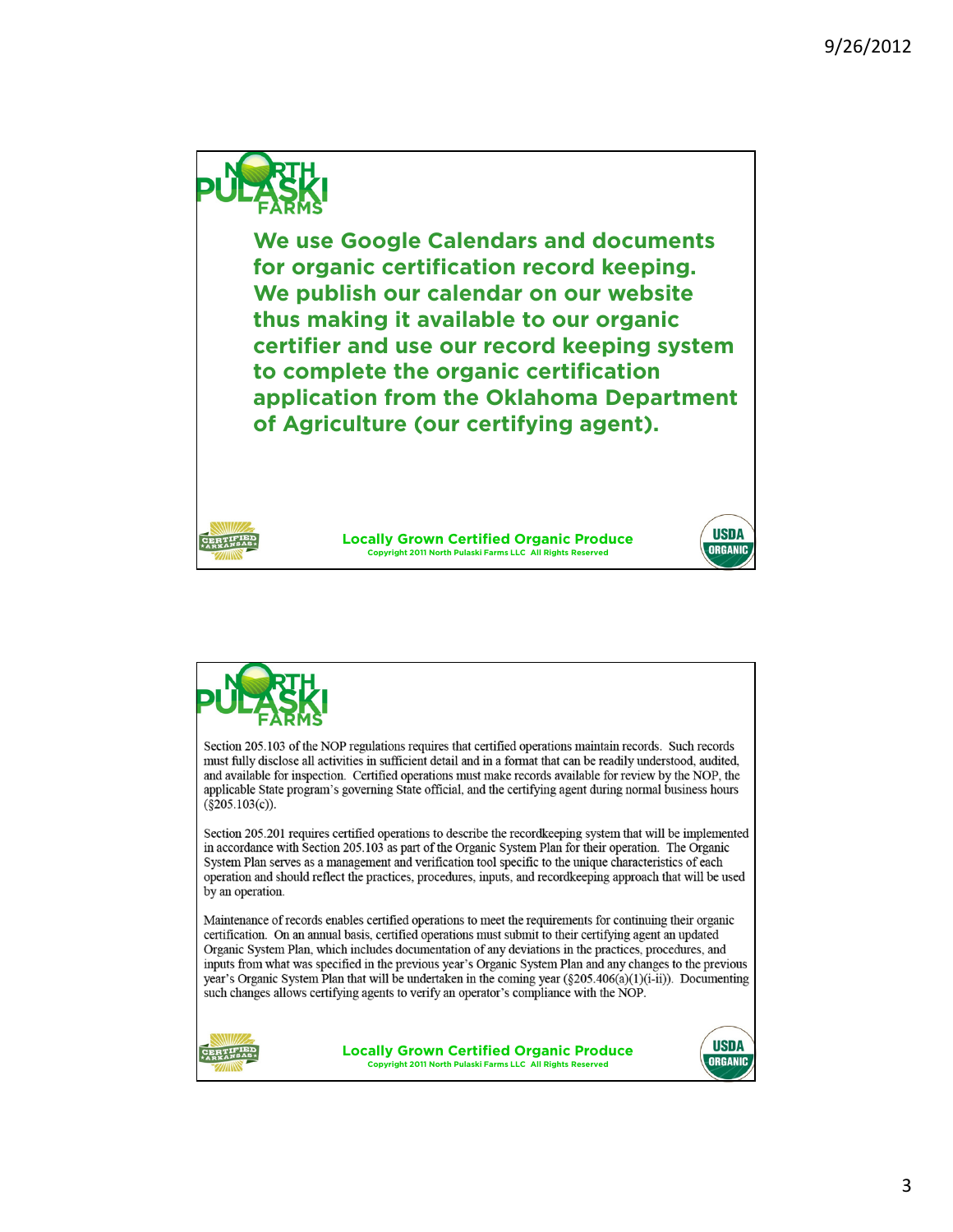**We use Google Calendars and documents for organic certification record keeping. We publish our calendar on our website thus making it available to our organic certifier and use our record keeping system to complete the organic certification application from the Oklahoma Department of Agriculture (our certifying agent).**

Locally Grown Certified Organic Produce

Copyright 2011 North Pulaski Farms LLC All Rights Reserved

---

Section 205.103 of the NOP regulations requires that certified operations maintain records. Such records must fully disclose all activities in sufficient detail and in a format that can be readily understood, audited, and available for inspection. Certified operations must make records available for review by the NOP, the applicable State program's governing State official, and the certifying agent during normal business hours (§205.103(c)).

Section 205.201 requires certified operations to describe the recordkeeping system that will be implemented in accordance with Section 205.103 as part of the Organic System Plan for their operation. The Organic System Plan serves as a management and verification tool specific to the unique characteristics of each operation and should reflect the practices, procedures, inputs, and recordkeeping approach that will be used by an operation.

Maintenance of records enables certified operations to meet the requirements for continuing their organic certification. On an annual basis, certified operations must submit to their certifying agent an updated Organic System Plan, which includes documentation of any deviations in the practices, procedures, and inputs from what was specified in the previous year's Organic System Plan and any changes to the previous year's Organic System Plan that will be undertaken in the coming year (§205.406(a)(1)(i-ii)). Documenting such changes allows certifying agents to verify an operator's compliance with the NOP.

Locally Grown Certified Organic Produce

Copyright 2011 North Pulaski Farms LLC All Rights Reserved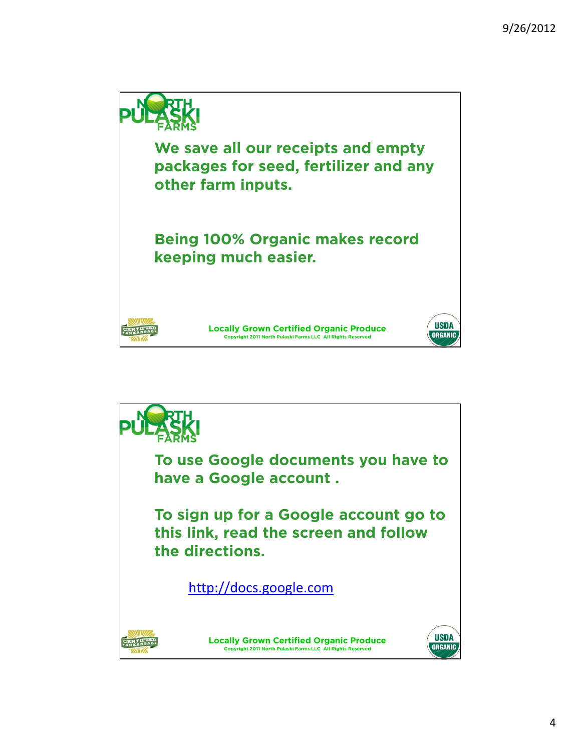We save all our receipts and empty packages for seed, fertilizer and any other farm inputs.

Being 100% Organic makes record keeping much easier.

Locally Grown Certified Organic Produce
Copyright 2011 North Pulaski Farms LLC All Rights Reserved

---

To use Google documents you have to have a Google account .

To sign up for a Google account go to this link, read the screen and follow the directions.

http://docs.google.com

Locally Grown Certified Organic Produce
Copyright 2011 North Pulaski Farms LLC All Rights Reserved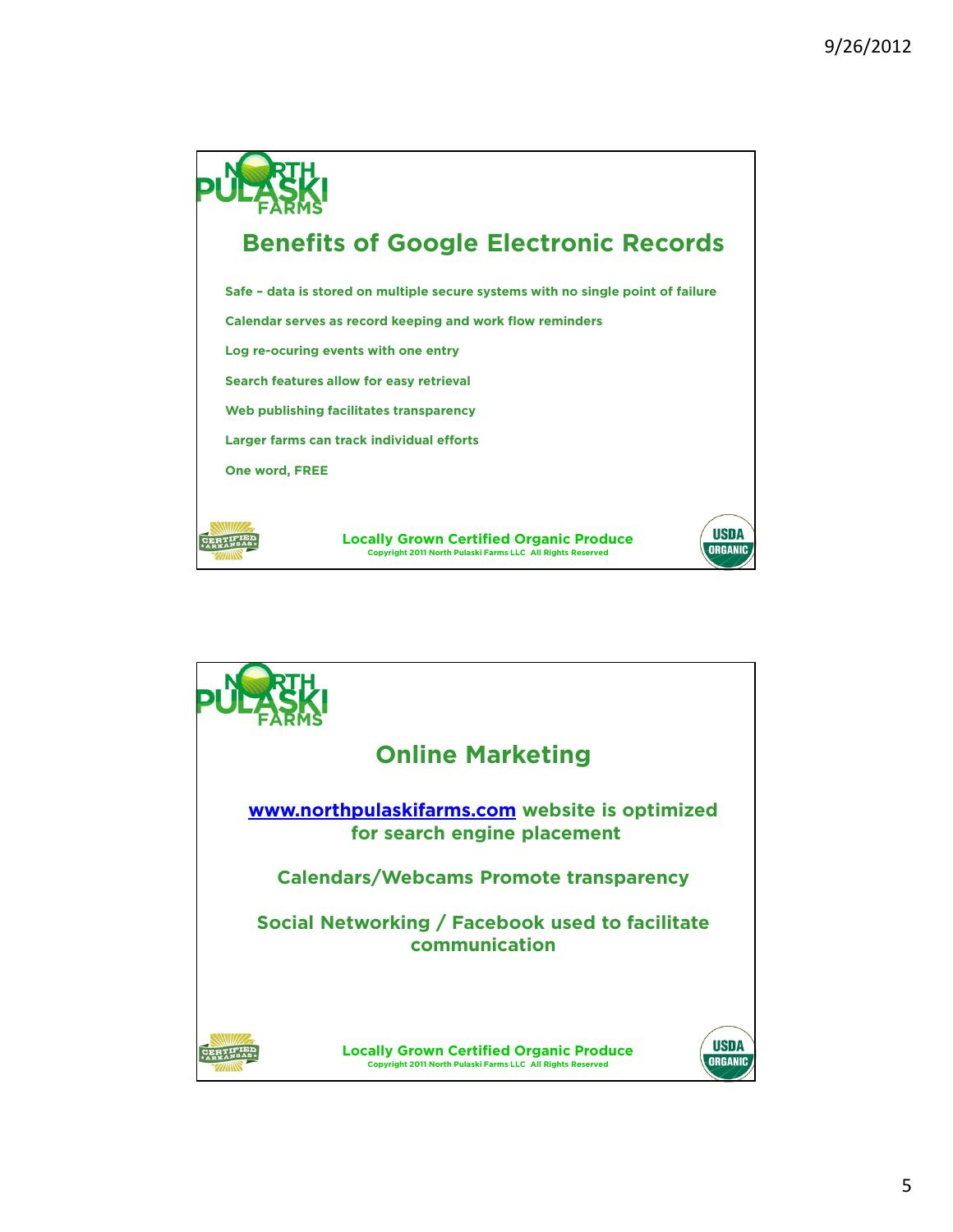## Benefits of Google Electronic Records

Safe – data is stored on multiple secure systems with no single point of failure

Calendar serves as record keeping and work flow reminders

Log re-ocuring events with one entry

Search features allow for easy retrieval

Web publishing facilitates transparency

Larger farms can track individual efforts

One word, FREE

Locally Grown Certified Organic Produce

Copyright 2011 North Pulaski Farms LLC All Rights Reserved

## Online Marketing

www.northpulaskifarms.com website is optimized for search engine placement

Calendars/Webcams Promote transparency

Social Networking / Facebook used to facilitate communication

Locally Grown Certified Organic Produce

Copyright 2011 North Pulaski Farms LLC All Rights Reserved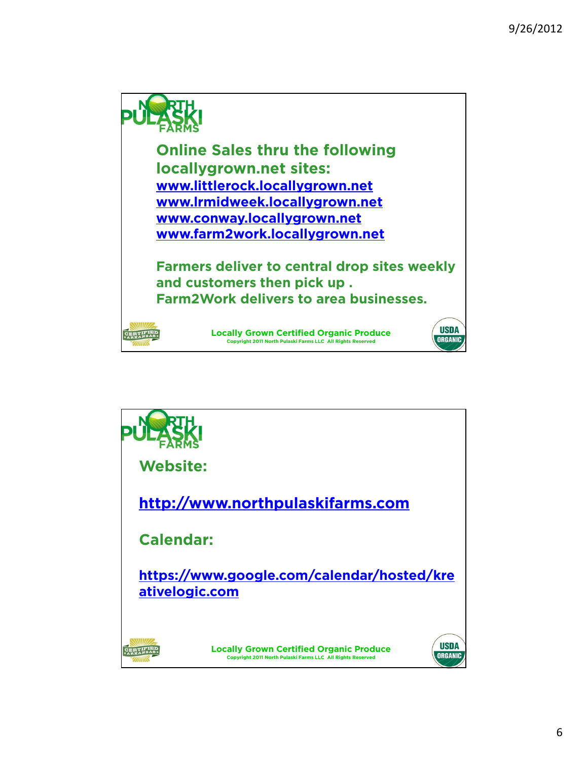NORTH PULASKI FARMS

**Online Sales thru the following locallygrown.net sites:**
www.littlerock.locallygrown.net
www.lrmidweek.locallygrown.net
www.conway.locallygrown.net
www.farm2work.locallygrown.net

**Farmers deliver to central drop sites weekly and customers then pick up .**
**Farm2Work delivers to area businesses.**

**Locally Grown Certified Organic Produce**
Copyright 2011 North Pulaski Farms LLC All Rights Reserved

---

NORTH PULASKI FARMS

**Website:**

http://www.northpulaskifarms.com

**Calendar:**

https://www.google.com/calendar/hosted/kreativelogic.com

**Locally Grown Certified Organic Produce**
Copyright 2011 North Pulaski Farms LLC All Rights Reserved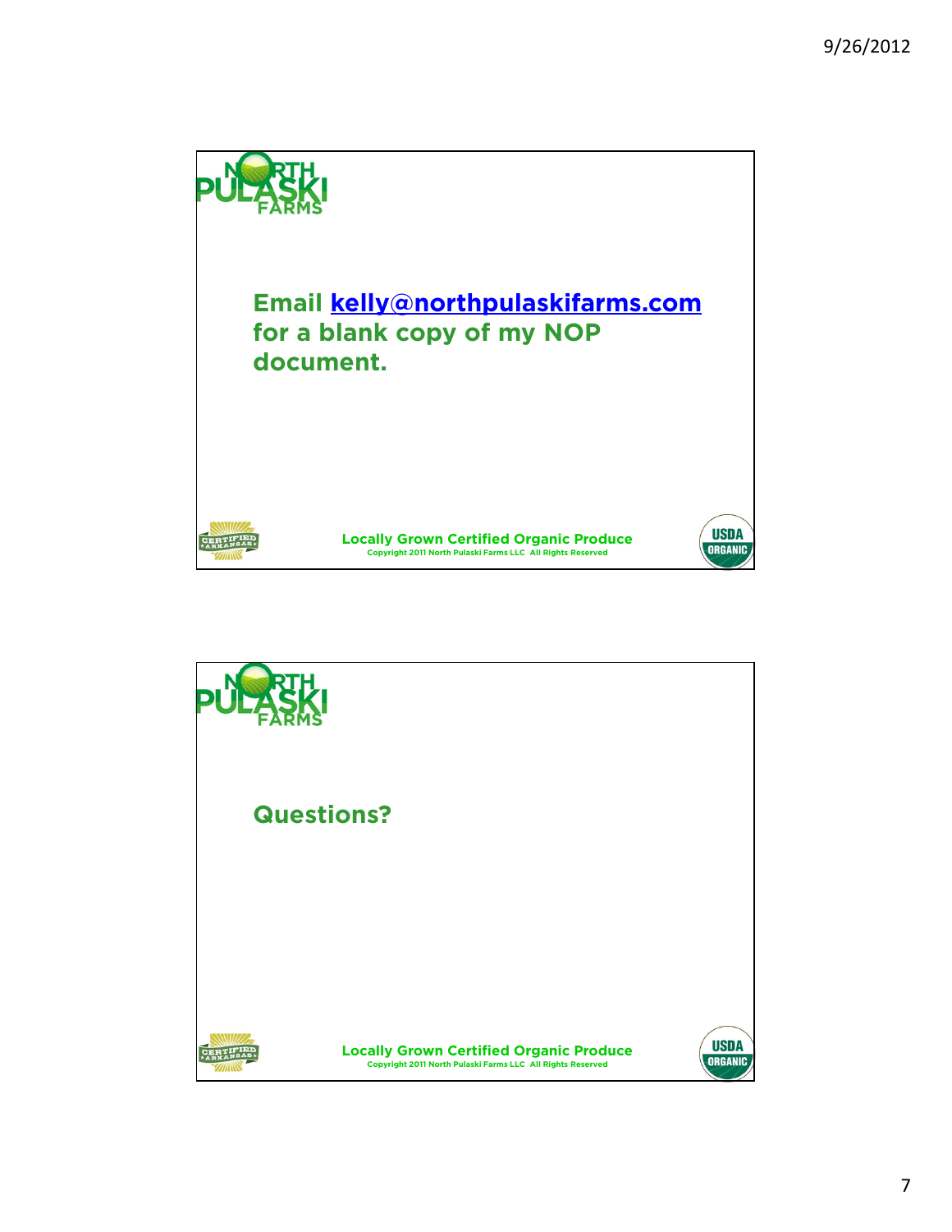NORTH PULASKI FARMS

**Email kelly@northpulaskifarms.com for a blank copy of my NOP document.**

CERTIFIED ARKANSAS

**Locally Grown Certified Organic Produce**

Copyright 2011 North Pulaski Farms LLC All Rights Reserved

USDA ORGANIC

NORTH PULASKI FARMS

**Questions?**

CERTIFIED ARKANSAS

**Locally Grown Certified Organic Produce**

Copyright 2011 North Pulaski Farms LLC All Rights Reserved

USDA ORGANIC